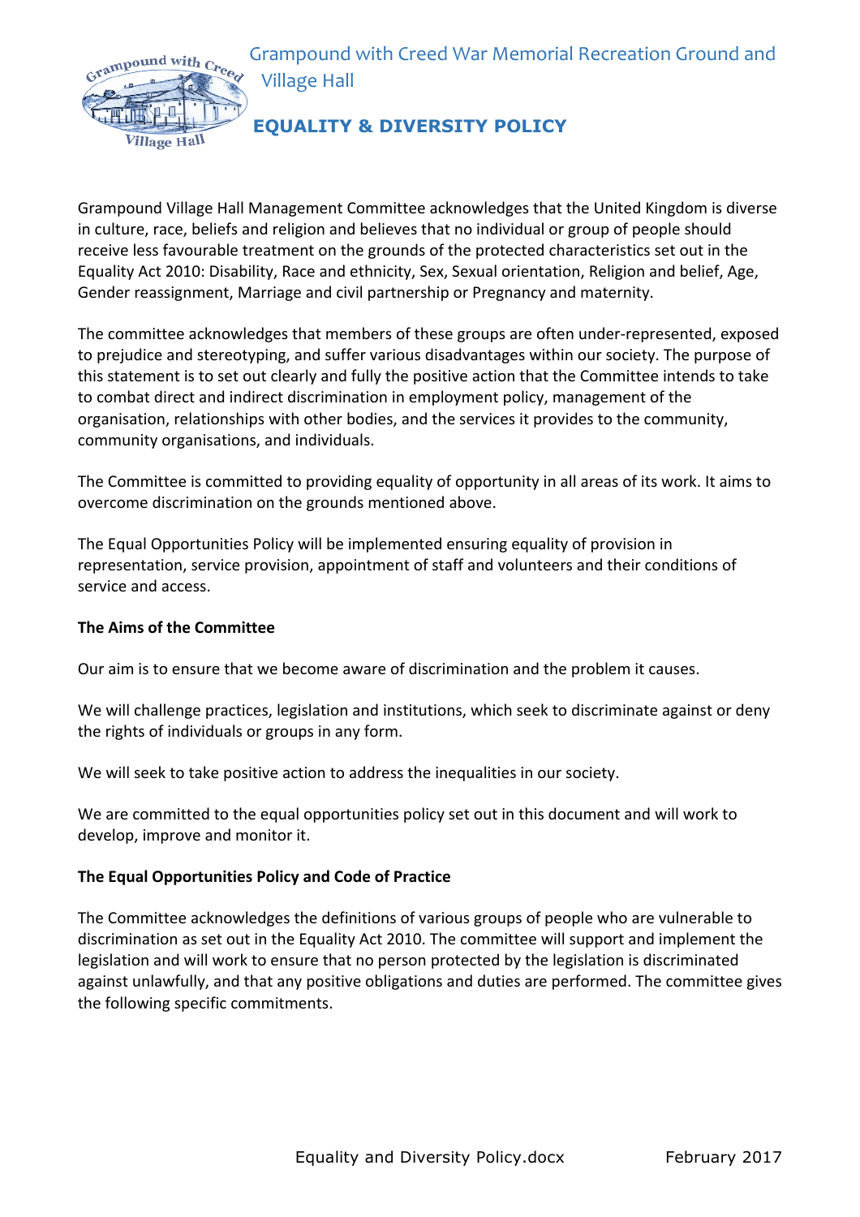# Grampound with Creed War Memorial Recreation Ground and Village Hall

## EQUALITY & DIVERSITY POLICY

Grampound Village Hall Management Committee acknowledges that the United Kingdom is diverse in culture, race, beliefs and religion and believes that no individual or group of people should receive less favourable treatment on the grounds of the protected characteristics set out in the Equality Act 2010: Disability, Race and ethnicity, Sex, Sexual orientation, Religion and belief, Age, Gender reassignment, Marriage and civil partnership or Pregnancy and maternity.

The committee acknowledges that members of these groups are often under-represented, exposed to prejudice and stereotyping, and suffer various disadvantages within our society. The purpose of this statement is to set out clearly and fully the positive action that the Committee intends to take to combat direct and indirect discrimination in employment policy, management of the organisation, relationships with other bodies, and the services it provides to the community, community organisations, and individuals.

The Committee is committed to providing equality of opportunity in all areas of its work. It aims to overcome discrimination on the grounds mentioned above.

The Equal Opportunities Policy will be implemented ensuring equality of provision in representation, service provision, appointment of staff and volunteers and their conditions of service and access.

**The Aims of the Committee**

Our aim is to ensure that we become aware of discrimination and the problem it causes.

We will challenge practices, legislation and institutions, which seek to discriminate against or deny the rights of individuals or groups in any form.

We will seek to take positive action to address the inequalities in our society.

We are committed to the equal opportunities policy set out in this document and will work to develop, improve and monitor it.

**The Equal Opportunities Policy and Code of Practice**

The Committee acknowledges the definitions of various groups of people who are vulnerable to discrimination as set out in the Equality Act 2010. The committee will support and implement the legislation and will work to ensure that no person protected by the legislation is discriminated against unlawfully, and that any positive obligations and duties are performed. The committee gives the following specific commitments.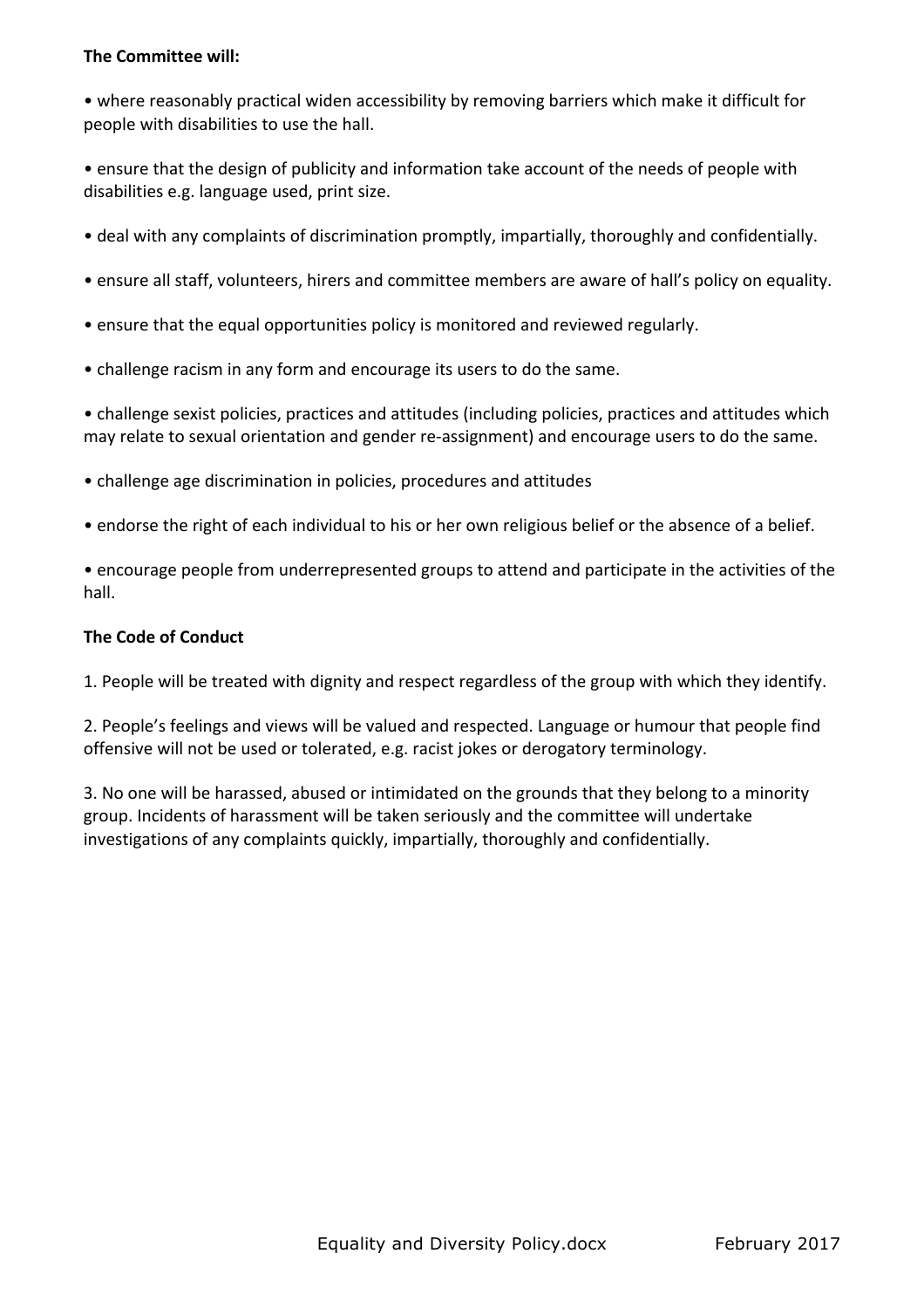**The Committee will:**

• where reasonably practical widen accessibility by removing barriers which make it difficult for people with disabilities to use the hall.

• ensure that the design of publicity and information take account of the needs of people with disabilities e.g. language used, print size.

• deal with any complaints of discrimination promptly, impartially, thoroughly and confidentially.

• ensure all staff, volunteers, hirers and committee members are aware of hall's policy on equality.

• ensure that the equal opportunities policy is monitored and reviewed regularly.

• challenge racism in any form and encourage its users to do the same.

• challenge sexist policies, practices and attitudes (including policies, practices and attitudes which may relate to sexual orientation and gender re-assignment) and encourage users to do the same.

• challenge age discrimination in policies, procedures and attitudes

• endorse the right of each individual to his or her own religious belief or the absence of a belief.

• encourage people from underrepresented groups to attend and participate in the activities of the hall.

**The Code of Conduct**

1. People will be treated with dignity and respect regardless of the group with which they identify.

2. People's feelings and views will be valued and respected. Language or humour that people find offensive will not be used or tolerated, e.g. racist jokes or derogatory terminology.

3. No one will be harassed, abused or intimidated on the grounds that they belong to a minority group. Incidents of harassment will be taken seriously and the committee will undertake investigations of any complaints quickly, impartially, thoroughly and confidentially.